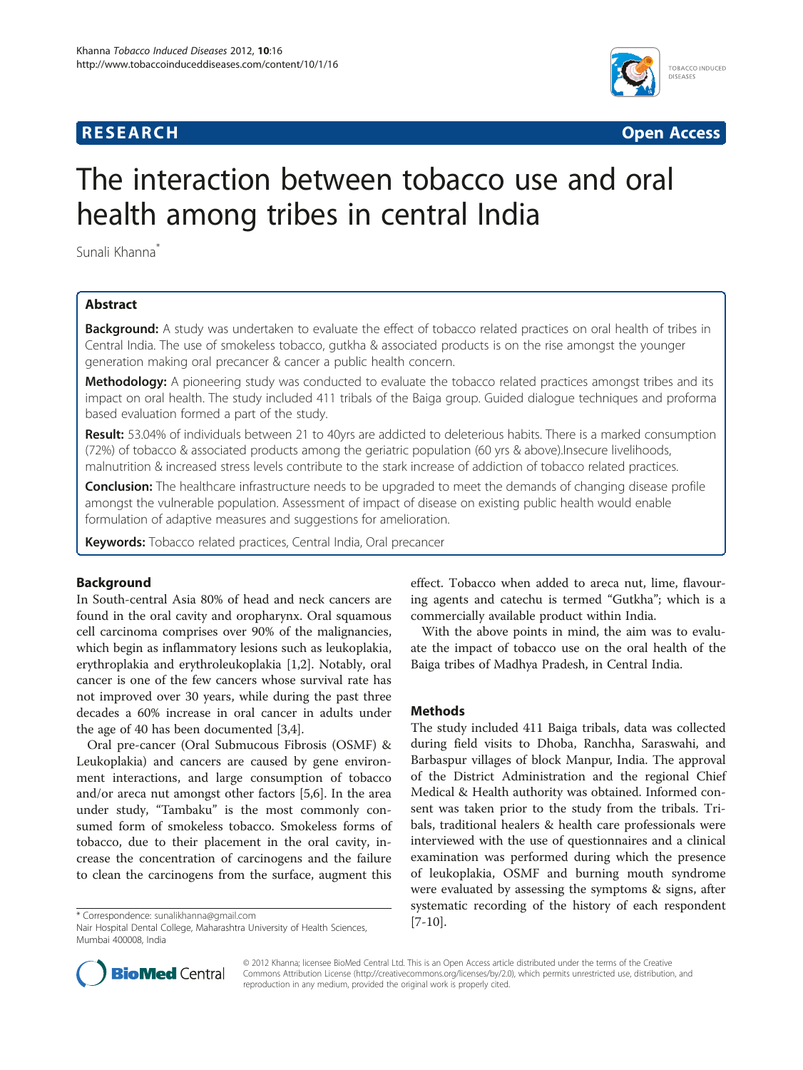**RESEARCH** **Open Access**

# The interaction between tobacco use and oral health among tribes in central India

Sunali Khanna*

## Abstract

**Background:** A study was undertaken to evaluate the effect of tobacco related practices on oral health of tribes in Central India. The use of smokeless tobacco, gutkha & associated products is on the rise amongst the younger generation making oral precancer & cancer a public health concern.

**Methodology:** A pioneering study was conducted to evaluate the tobacco related practices amongst tribes and its impact on oral health. The study included 411 tribals of the Baiga group. Guided dialogue techniques and proforma based evaluation formed a part of the study.

**Result:** 53.04% of individuals between 21 to 40yrs are addicted to deleterious habits. There is a marked consumption (72%) of tobacco & associated products among the geriatric population (60 yrs & above).Insecure livelihoods, malnutrition & increased stress levels contribute to the stark increase of addiction of tobacco related practices.

**Conclusion:** The healthcare infrastructure needs to be upgraded to meet the demands of changing disease profile amongst the vulnerable population. Assessment of impact of disease on existing public health would enable formulation of adaptive measures and suggestions for amelioration.

**Keywords:** Tobacco related practices, Central India, Oral precancer

## Background

In South-central Asia 80% of head and neck cancers are found in the oral cavity and oropharynx. Oral squamous cell carcinoma comprises over 90% of the malignancies, which begin as inflammatory lesions such as leukoplakia, erythroplakia and erythroleukoplakia [1,2]. Notably, oral cancer is one of the few cancers whose survival rate has not improved over 30 years, while during the past three decades a 60% increase in oral cancer in adults under the age of 40 has been documented [3,4].

Oral pre-cancer (Oral Submucous Fibrosis (OSMF) & Leukoplakia) and cancers are caused by gene environment interactions, and large consumption of tobacco and/or areca nut amongst other factors [5,6]. In the area under study, "Tambaku" is the most commonly consumed form of smokeless tobacco. Smokeless forms of tobacco, due to their placement in the oral cavity, increase the concentration of carcinogens and the failure to clean the carcinogens from the surface, augment this effect. Tobacco when added to areca nut, lime, flavouring agents and catechu is termed "Gutkha"; which is a commercially available product within India.

With the above points in mind, the aim was to evaluate the impact of tobacco use on the oral health of the Baiga tribes of Madhya Pradesh, in Central India.

## Methods

The study included 411 Baiga tribals, data was collected during field visits to Dhoba, Ranchha, Saraswahi, and Barbaspur villages of block Manpur, India. The approval of the District Administration and the regional Chief Medical & Health authority was obtained. Informed consent was taken prior to the study from the tribals. Tribals, traditional healers & health care professionals were interviewed with the use of questionnaires and a clinical examination was performed during which the presence of leukoplakia, OSMF and burning mouth syndrome were evaluated by assessing the symptoms & signs, after systematic recording of the history of each respondent [7-10].

* Correspondence: sunalikhanna@gmail.com
Nair Hospital Dental College, Maharashtra University of Health Sciences, Mumbai 400008, India

© 2012 Khanna; licensee BioMed Central Ltd. This is an Open Access article distributed under the terms of the Creative Commons Attribution License (http://creativecommons.org/licenses/by/2.0), which permits unrestricted use, distribution, and reproduction in any medium, provided the original work is properly cited.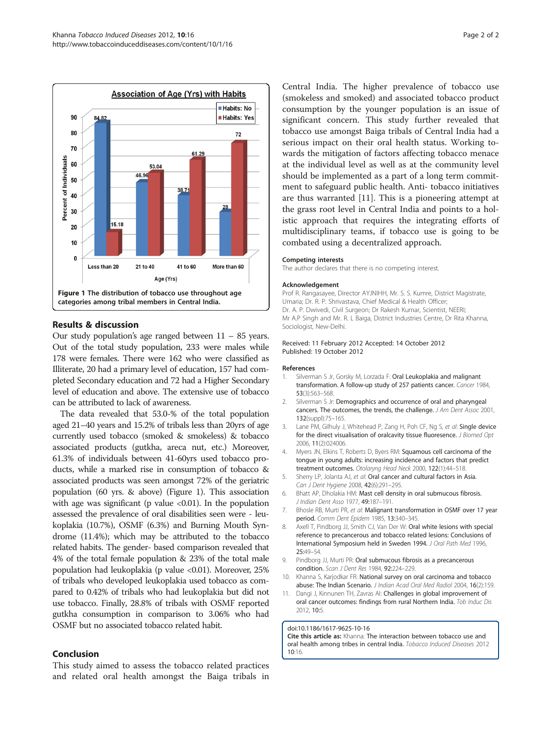Association of Age (Yrs) with Habits

Habits: No
Habits: Yes

Percent of Individuals

84.82
15.18
46.96
53.04
38.71
61.29
28
72

Less than 20
21 to 40
41 to 60
More than 60

Age (Yrs)

**Figure 1 The distribution of tobacco use throughout age categories among tribal members in Central India.**

## Results & discussion

Our study population's age ranged between 11 – 85 years. Out of the total study population, 233 were males while 178 were females. There were 162 who were classified as Illiterate, 20 had a primary level of education, 157 had completed Secondary education and 72 had a Higher Secondary level of education and above. The extensive use of tobacco can be attributed to lack of awareness.

The data revealed that 53.0-% of the total population aged 21–40 years and 15.2% of tribals less than 20yrs of age currently used tobacco (smoked & smokeless) & tobacco associated products (gutkha, areca nut, etc.) Moreover, 61.3% of individuals between 41-60yrs used tobacco products, while a marked rise in consumption of tobacco & associated products was seen amongst 72% of the geriatric population (60 yrs. & above) (Figure 1). This association with age was significant (p value <0.01). In the population assessed the prevalence of oral disabilities seen were - leukoplakia (10.7%), OSMF (6.3%) and Burning Mouth Syndrome (11.4%); which may be attributed to the tobacco related habits. The gender- based comparison revealed that 4% of the total female population & 23% of the total male population had leukoplakia (p value <0.01). Moreover, 25% of tribals who developed leukoplakia used tobacco as compared to 0.42% of tribals who had leukoplakia but did not use tobacco. Finally, 28.8% of tribals with OSMF reported gutkha consumption in comparison to 3.06% who had OSMF but no associated tobacco related habit.

## Conclusion

This study aimed to assess the tobacco related practices and related oral health amongst the Baiga tribals in Central India. The higher prevalence of tobacco use (smokeless and smoked) and associated tobacco product consumption by the younger population is an issue of significant concern. This study further revealed that tobacco use amongst Baiga tribals of Central India had a serious impact on their oral health status. Working towards the mitigation of factors affecting tobacco menace at the individual level as well as at the community level should be implemented as a part of a long term commitment to safeguard public health. Anti- tobacco initiatives are thus warranted [11]. This is a pioneering attempt at the grass root level in Central India and points to a holistic approach that requires the integrating efforts of multidisciplinary teams, if tobacco use is going to be combated using a decentralized approach.

### Competing interests

The author declares that there is no competing interest.

### Acknowledgement

Prof R. Rangasayee, Director AYJNIHH, Mr. S. S. Kumre, District Magistrate, Umaria; Dr. R. P. Shrivastava, Chief Medical & Health Officer; Dr. A. P. Dwivedi, Civil Surgeon; Dr Rakesh Kumar, Scientist, NEERI; Mr A.P Singh and Mr. R. L Baiga, District Industries Centre, Dr Rita Khanna, Sociologist, New-Delhi.

Received: 11 February 2012 Accepted: 14 October 2012
Published: 19 October 2012

### References

1. Silverman S Jr, Gorsky M, Lorzada F: **Oral Leukoplakia and malignant transformation. A follow-up study of 257 patients cancer.** *Cancer* 1984, **53**(3):563–568.
2. Silverman S Jr: **Demographics and occurrence of oral and pharyngeal cancers. The outcomes, the trends, the challenge.** *J Am Dent Assoc* 2001, **132**(suppl):75–165.
3. Lane PM, Gilhuly J, Whitehead P, Zang H, Poh CF, Ng S, *et al*: **Single device for the direct visualisation of oralcavity tissue fluoresence.** *J Biomed Opt* 2006, **11**(2):024006.
4. Myers JN, Elkins T, Roberts D, Byers RM: **Squamous cell carcinoma of the tongue in young adults: increasing incidence and factors that predict treatment outcomes.** *Otolaryng Head Neck* 2000, **122**(1):44–518.
5. Sherry LP, Jolanta AJ, *et al*: **Oral cancer and cultural factors in Asia.** *Can J Dent Hygiene* 2008, **42**(6):291–295.
6. Bhatt AP, Dholakia HM: **Mast cell density in oral submucous fibrosis.** *J Indian Dent Asso* 1977, **49**:187–191.
7. Bhosle RB, Murti PR, *et al*: **Malignant transformation in OSMF over 17 year period.** *Comm Dent Epidem* 1985, **13**:340–345.
8. Axell T, Pindborg JJ, Smith CJ, Van Der W: **Oral white lesions with special reference to precancerous and tobacco related lesions: Conclusions of International Symposium held in Sweden 1994.** *J Oral Path Med* 1996, **25**:49–54.
9. Pindborg JJ, Murti PR: **Oral submucous fibrosis as a precancerous condition.** *Scan J Dent Res* 1984, **92**:224–229.
10. Khanna S, Karjodkar FR: **National survey on oral carcinoma and tobacco abuse: The Indian Scenario.** *J Indian Acad Oral Med Radiol* 2004, **16**(2):159.
11. Dangi J, Kinnunen TH, Zavras AI: **Challenges in global improvement of oral cancer outcomes: findings from rural Northern India.** *Tob Induc Dis* 2012, **10**:5.

doi:10.1186/1617-9625-10-16
**Cite this article as:** Khanna: The interaction between tobacco use and oral health among tribes in central India. *Tobacco Induced Diseases* 2012 **10**:16.